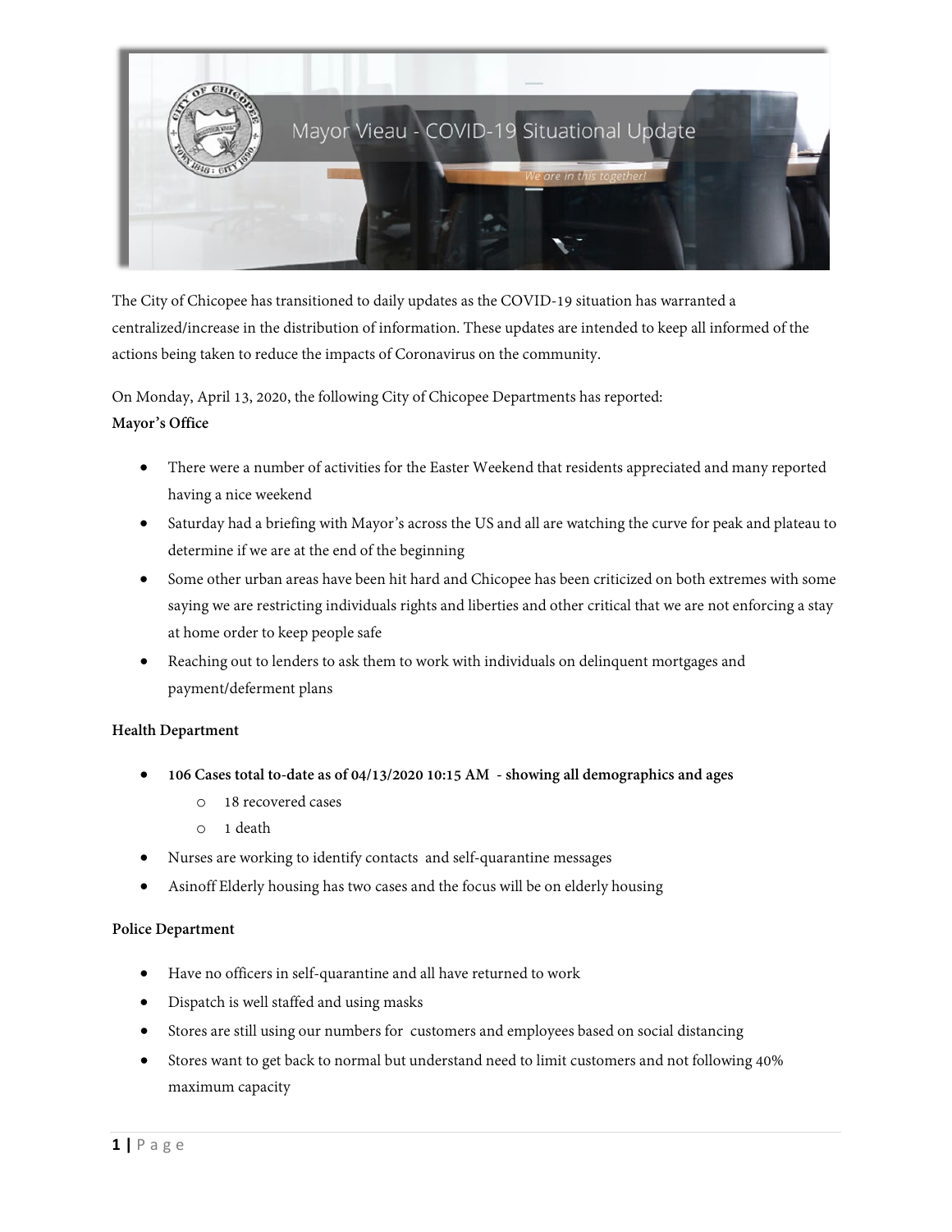# Mayor Vieau - COVID-19 Situational Update

*We are in this together!*

The City of Chicopee has transitioned to daily updates as the COVID-19 situation has warranted a centralized/increase in the distribution of information. These updates are intended to keep all informed of the actions being taken to reduce the impacts of Coronavirus on the community.

On Monday, April 13, 2020, the following City of Chicopee Departments has reported:

**Mayor's Office**

- There were a number of activities for the Easter Weekend that residents appreciated and many reported having a nice weekend
- Saturday had a briefing with Mayor's across the US and all are watching the curve for peak and plateau to determine if we are at the end of the beginning
- Some other urban areas have been hit hard and Chicopee has been criticized on both extremes with some saying we are restricting individuals rights and liberties and other critical that we are not enforcing a stay at home order to keep people safe
- Reaching out to lenders to ask them to work with individuals on delinquent mortgages and payment/deferment plans

**Health Department**

- **106 Cases total to-date as of 04/13/2020 10:15 AM - showing all demographics and ages**
  - 18 recovered cases
  - 1 death
- Nurses are working to identify contacts and self-quarantine messages
- Asinoff Elderly housing has two cases and the focus will be on elderly housing

**Police Department**

- Have no officers in self-quarantine and all have returned to work
- Dispatch is well staffed and using masks
- Stores are still using our numbers for customers and employees based on social distancing
- Stores want to get back to normal but understand need to limit customers and not following 40% maximum capacity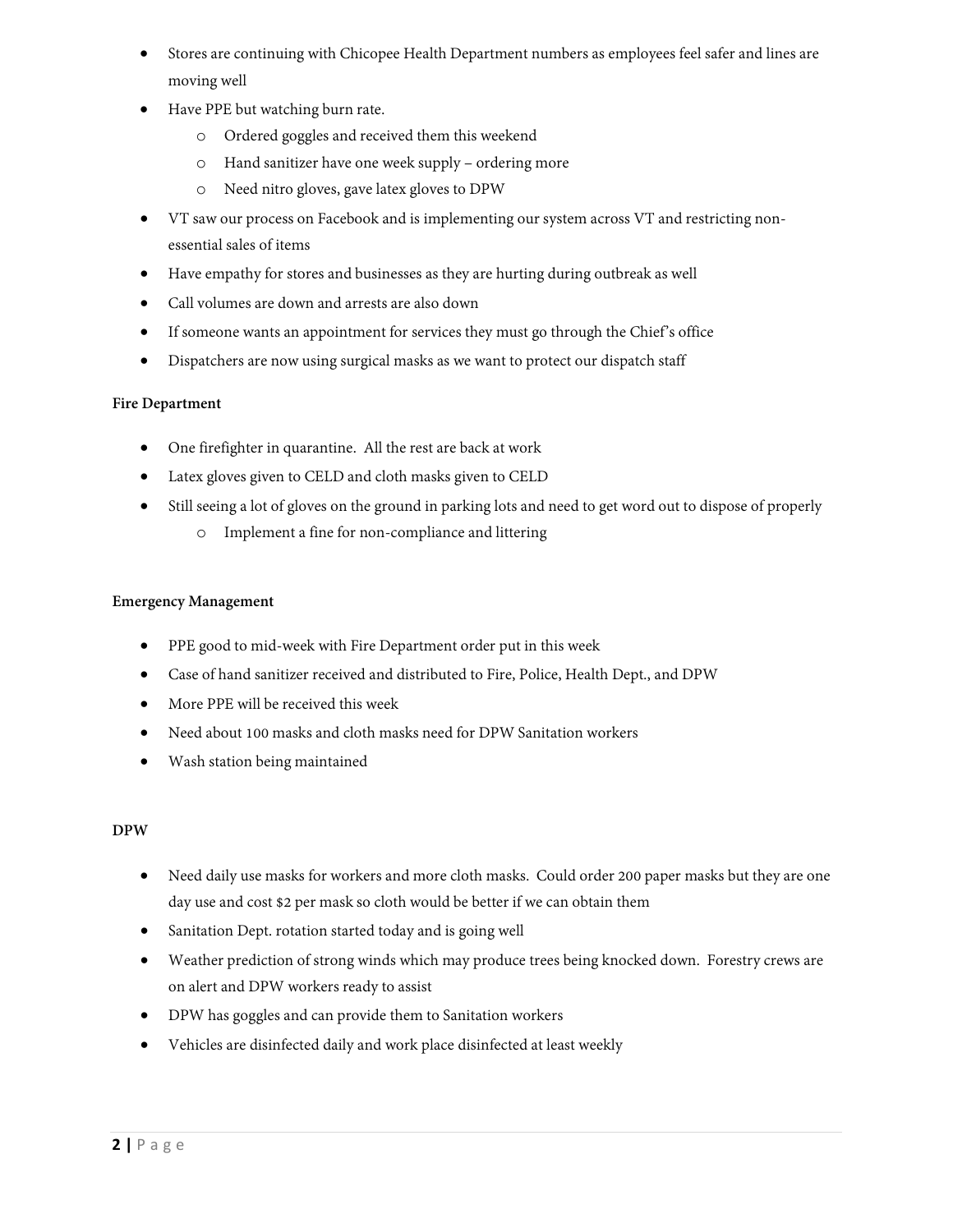- Stores are continuing with Chicopee Health Department numbers as employees feel safer and lines are moving well
- Have PPE but watching burn rate.
    - Ordered goggles and received them this weekend
    - Hand sanitizer have one week supply – ordering more
    - Need nitro gloves, gave latex gloves to DPW
- VT saw our process on Facebook and is implementing our system across VT and restricting non-essential sales of items
- Have empathy for stores and businesses as they are hurting during outbreak as well
- Call volumes are down and arrests are also down
- If someone wants an appointment for services they must go through the Chief's office
- Dispatchers are now using surgical masks as we want to protect our dispatch staff

**Fire Department**

- One firefighter in quarantine. All the rest are back at work
- Latex gloves given to CELD and cloth masks given to CELD
- Still seeing a lot of gloves on the ground in parking lots and need to get word out to dispose of properly
    - Implement a fine for non-compliance and littering

**Emergency Management**

- PPE good to mid-week with Fire Department order put in this week
- Case of hand sanitizer received and distributed to Fire, Police, Health Dept., and DPW
- More PPE will be received this week
- Need about 100 masks and cloth masks need for DPW Sanitation workers
- Wash station being maintained

**DPW**

- Need daily use masks for workers and more cloth masks. Could order 200 paper masks but they are one day use and cost $2 per mask so cloth would be better if we can obtain them
- Sanitation Dept. rotation started today and is going well
- Weather prediction of strong winds which may produce trees being knocked down. Forestry crews are on alert and DPW workers ready to assist
- DPW has goggles and can provide them to Sanitation workers
- Vehicles are disinfected daily and work place disinfected at least weekly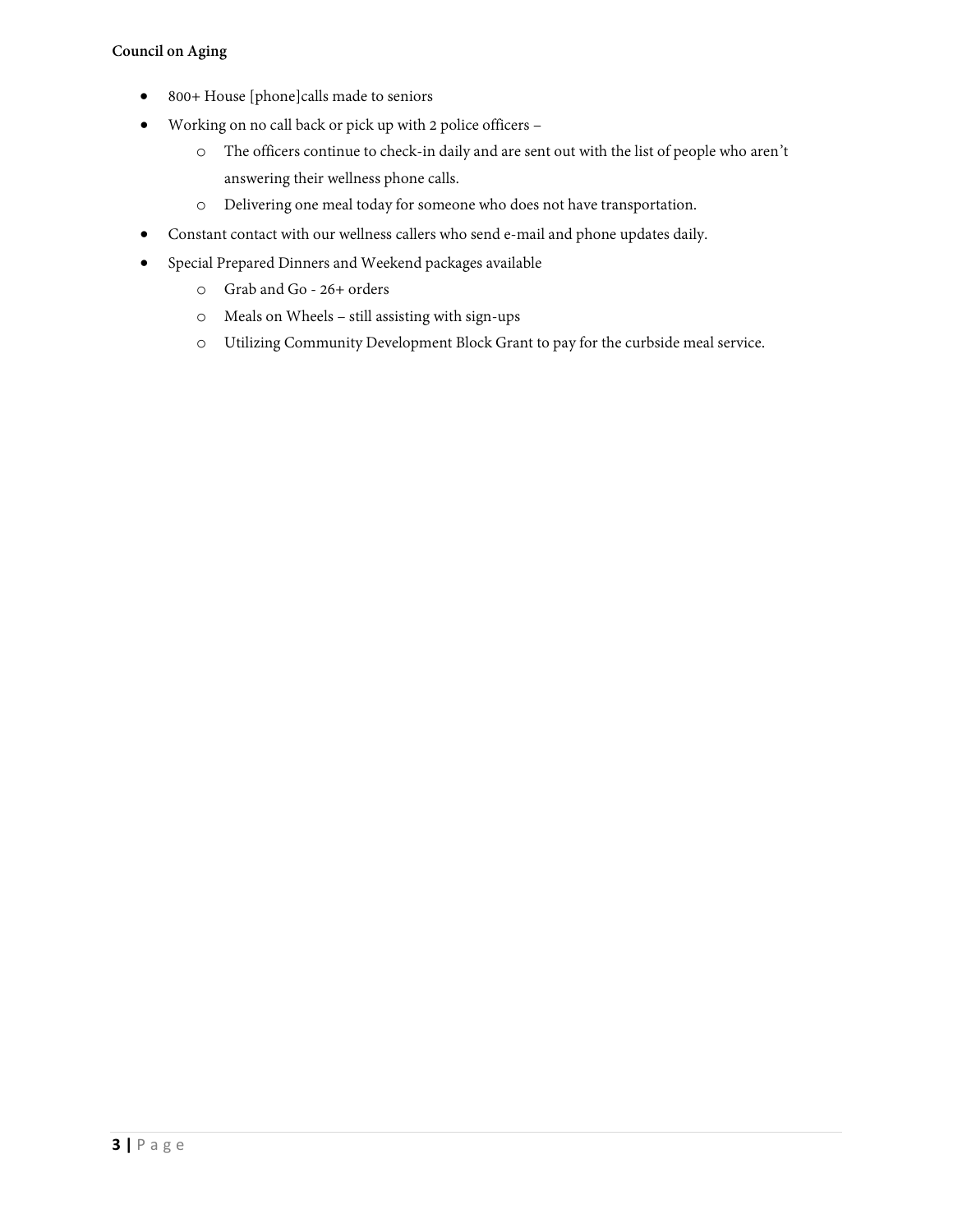**Council on Aging**

- 800+ House [phone]calls made to seniors
- Working on no call back or pick up with 2 police officers –
  - The officers continue to check-in daily and are sent out with the list of people who aren't answering their wellness phone calls.
  - Delivering one meal today for someone who does not have transportation.
- Constant contact with our wellness callers who send e-mail and phone updates daily.
- Special Prepared Dinners and Weekend packages available
  - Grab and Go - 26+ orders
  - Meals on Wheels – still assisting with sign-ups
  - Utilizing Community Development Block Grant to pay for the curbside meal service.